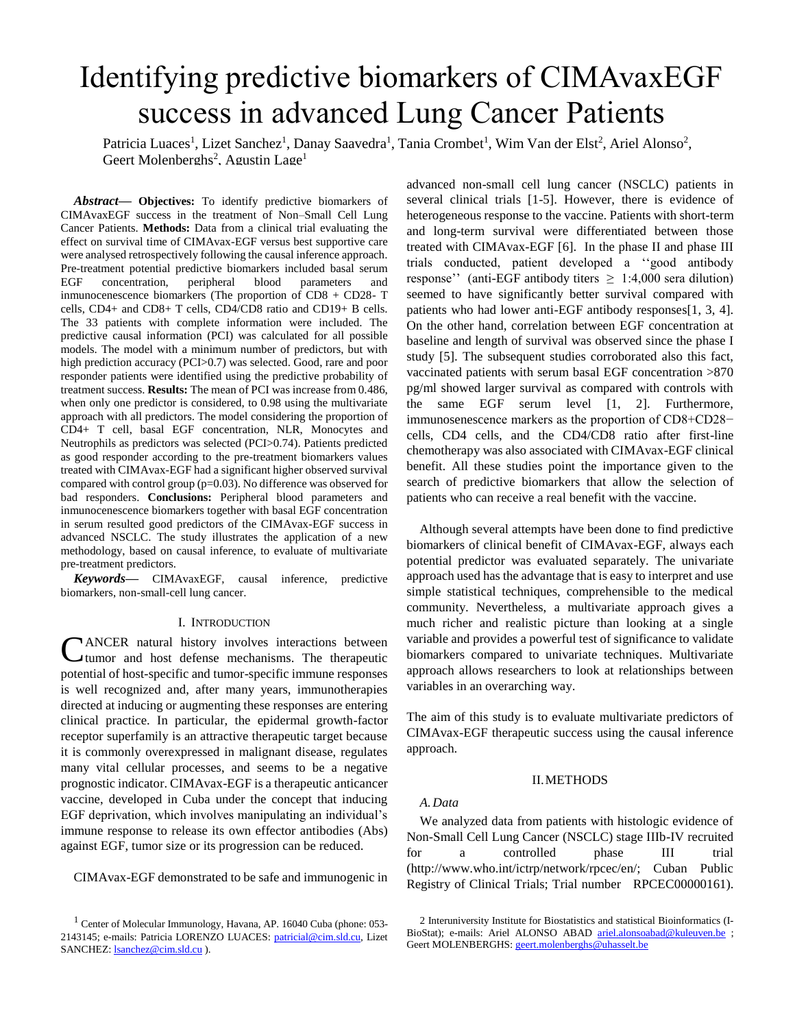# Identifying predictive biomarkers of CIMAvaxEGF success in advanced Lung Cancer Patients

Patricia Luaces[1], Lizet Sanchez[1], Danay Saavedra[1], Tania Crombet[1], Wim Van der Elst[2], Ariel Alonso[2], Geert Molenberghs[2], Agustin Lage[1]

***Abstract*— Objectives:** To identify predictive biomarkers of CIMAvaxEGF success in the treatment of Non–Small Cell Lung Cancer Patients. **Methods:** Data from a clinical trial evaluating the effect on survival time of CIMAvax-EGF versus best supportive care were analysed retrospectively following the causal inference approach. Pre-treatment potential predictive biomarkers included basal serum EGF concentration, peripheral blood parameters and inmunocenescence biomarkers (The proportion of CD8 + CD28- T cells, CD4+ and CD8+ T cells, CD4/CD8 ratio and CD19+ B cells. The 33 patients with complete information were included. The predictive causal information (PCI) was calculated for all possible models. The model with a minimum number of predictors, but with high prediction accuracy (PCI>0.7) was selected. Good, rare and poor responder patients were identified using the predictive probability of treatment success. **Results:** The mean of PCI was increase from 0.486, when only one predictor is considered, to 0.98 using the multivariate approach with all predictors. The model considering the proportion of CD4+ T cell, basal EGF concentration, NLR, Monocytes and Neutrophils as predictors was selected (PCI>0.74). Patients predicted as good responder according to the pre-treatment biomarkers values treated with CIMAvax-EGF had a significant higher observed survival compared with control group (p=0.03). No difference was observed for bad responders. **Conclusions:** Peripheral blood parameters and inmunocenescence biomarkers together with basal EGF concentration in serum resulted good predictors of the CIMAvax-EGF success in advanced NSCLC. The study illustrates the application of a new methodology, based on causal inference, to evaluate of multivariate pre-treatment predictors.

***Keywords*—** CIMAvaxEGF, causal inference, predictive biomarkers, non-small-cell lung cancer.

## I. Introduction

CANCER natural history involves interactions between tumor and host defense mechanisms. The therapeutic potential of host-specific and tumor-specific immune responses is well recognized and, after many years, immunotherapies directed at inducing or augmenting these responses are entering clinical practice. In particular, the epidermal growth-factor receptor superfamily is an attractive therapeutic target because it is commonly overexpressed in malignant disease, regulates many vital cellular processes, and seems to be a negative prognostic indicator. CIMAvax-EGF is a therapeutic anticancer vaccine, developed in Cuba under the concept that inducing EGF deprivation, which involves manipulating an individual's immune response to release its own effector antibodies (Abs) against EGF, tumor size or its progression can be reduced.

CIMAvax-EGF demonstrated to be safe and immunogenic in advanced non-small cell lung cancer (NSCLC) patients in several clinical trials [1-5]. However, there is evidence of heterogeneous response to the vaccine. Patients with short-term and long-term survival were differentiated between those treated with CIMAvax-EGF [6]. In the phase II and phase III trials conducted, patient developed a ''good antibody response'' (anti-EGF antibody titers $\geq$ 1:4,000 sera dilution) seemed to have significantly better survival compared with patients who had lower anti-EGF antibody responses[1, 3, 4]. On the other hand, correlation between EGF concentration at baseline and length of survival was observed since the phase I study [5]. The subsequent studies corroborated also this fact, vaccinated patients with serum basal EGF concentration >870 pg/ml showed larger survival as compared with controls with the same EGF serum level [1, 2]. Furthermore, immunosenescence markers as the proportion of CD8+CD28− cells, CD4 cells, and the CD4/CD8 ratio after first-line chemotherapy was also associated with CIMAvax-EGF clinical benefit. All these studies point the importance given to the search of predictive biomarkers that allow the selection of patients who can receive a real benefit with the vaccine.

Although several attempts have been done to find predictive biomarkers of clinical benefit of CIMAvax-EGF, always each potential predictor was evaluated separately. The univariate approach used has the advantage that is easy to interpret and use simple statistical techniques, comprehensible to the medical community. Nevertheless, a multivariate approach gives a much richer and realistic picture than looking at a single variable and provides a powerful test of significance to validate biomarkers compared to univariate techniques. Multivariate approach allows researchers to look at relationships between variables in an overarching way.

The aim of this study is to evaluate multivariate predictors of CIMAvax-EGF therapeutic success using the causal inference approach.

## II. Methods

### A. Data

We analyzed data from patients with histologic evidence of Non-Small Cell Lung Cancer (NSCLC) stage IIIb-IV recruited for a controlled phase III trial (http://www.who.int/ictrp/network/rpcec/en/; Cuban Public Registry of Clinical Trials; Trial number RPCEC00000161).

[1] Center of Molecular Immunology, Havana, AP. 16040 Cuba (phone: 053-2143145; e-mails: Patricia LORENZO LUACES: patricial@cim.sld.cu, Lizet SANCHEZ: lsanchez@cim.sld.cu ).

[2] Interuniversity Institute for Biostatistics and statistical Bioinformatics (I-BioStat); e-mails: Ariel ALONSO ABAD ariel.alonsoabad@kuleuven.be ; Geert MOLENBERGHS: geert.molenberghs@uhasselt.be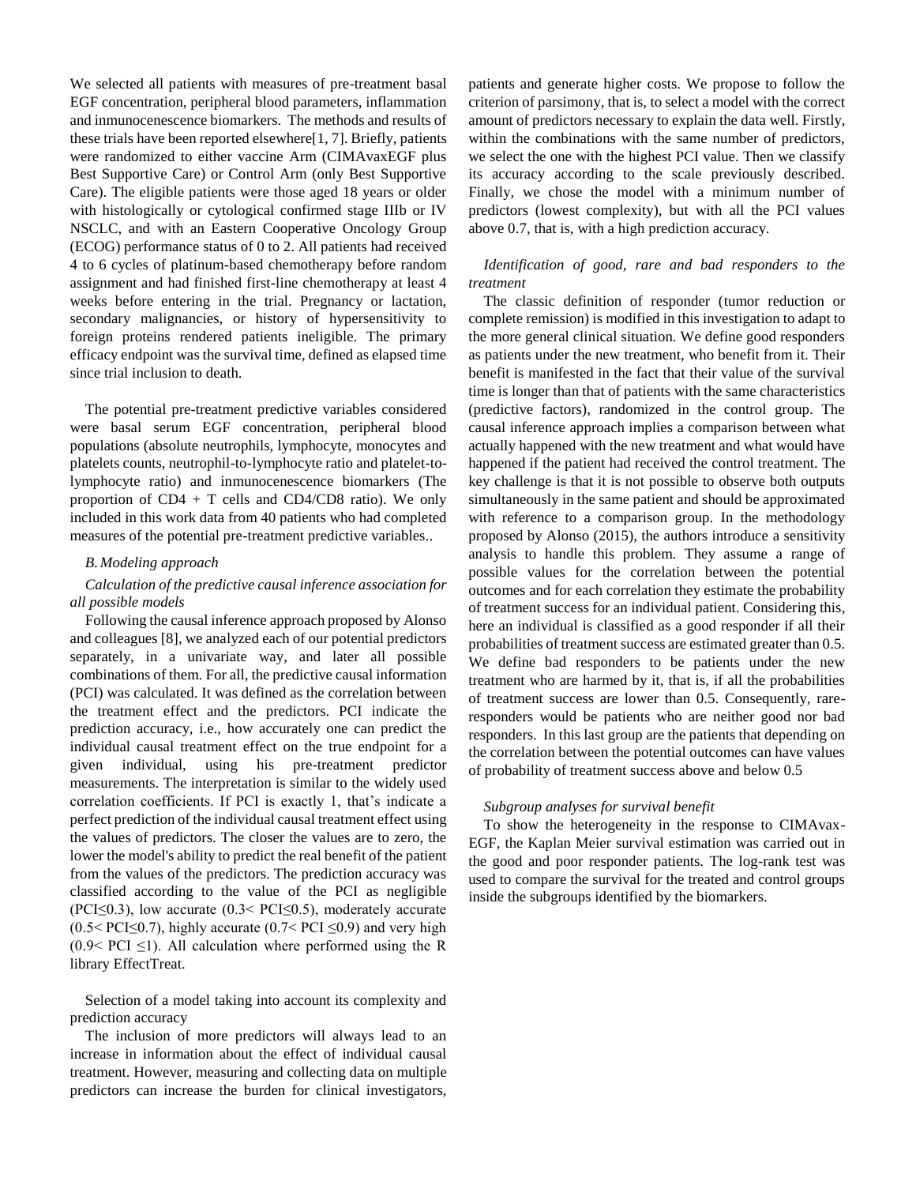We selected all patients with measures of pre-treatment basal EGF concentration, peripheral blood parameters, inflammation and inmunocenescence biomarkers. The methods and results of these trials have been reported elsewhere[1, 7]. Briefly, patients were randomized to either vaccine Arm (CIMAvaxEGF plus Best Supportive Care) or Control Arm (only Best Supportive Care). The eligible patients were those aged 18 years or older with histologically or cytological confirmed stage IIIb or IV NSCLC, and with an Eastern Cooperative Oncology Group (ECOG) performance status of 0 to 2. All patients had received 4 to 6 cycles of platinum-based chemotherapy before random assignment and had finished first-line chemotherapy at least 4 weeks before entering in the trial. Pregnancy or lactation, secondary malignancies, or history of hypersensitivity to foreign proteins rendered patients ineligible. The primary efficacy endpoint was the survival time, defined as elapsed time since trial inclusion to death.

The potential pre-treatment predictive variables considered were basal serum EGF concentration, peripheral blood populations (absolute neutrophils, lymphocyte, monocytes and platelets counts, neutrophil-to-lymphocyte ratio and platelet-to-lymphocyte ratio) and inmunocenescence biomarkers (The proportion of CD4 + T cells and CD4/CD8 ratio). We only included in this work data from 40 patients who had completed measures of the potential pre-treatment predictive variables..

### *B. Modeling approach*

*Calculation of the predictive causal inference association for all possible models*

Following the causal inference approach proposed by Alonso and colleagues [8], we analyzed each of our potential predictors separately, in a univariate way, and later all possible combinations of them. For all, the predictive causal information (PCI) was calculated. It was defined as the correlation between the treatment effect and the predictors. PCI indicate the prediction accuracy, i.e., how accurately one can predict the individual causal treatment effect on the true endpoint for a given individual, using his pre-treatment predictor measurements. The interpretation is similar to the widely used correlation coefficients. If PCI is exactly 1, that's indicate a perfect prediction of the individual causal treatment effect using the values of predictors. The closer the values are to zero, the lower the model's ability to predict the real benefit of the patient from the values of the predictors. The prediction accuracy was classified according to the value of the PCI as negligible ($PCI \leq 0.3$), low accurate ($0.3 < PCI \leq 0.5$), moderately accurate ($0.5 < PCI \leq 0.7$), highly accurate ($0.7 < PCI \leq 0.9$) and very high ($0.9 < PCI \leq 1$). All calculation where performed using the R library EffectTreat.

Selection of a model taking into account its complexity and prediction accuracy

The inclusion of more predictors will always lead to an increase in information about the effect of individual causal treatment. However, measuring and collecting data on multiple predictors can increase the burden for clinical investigators, patients and generate higher costs. We propose to follow the criterion of parsimony, that is, to select a model with the correct amount of predictors necessary to explain the data well. Firstly, within the combinations with the same number of predictors, we select the one with the highest PCI value. Then we classify its accuracy according to the scale previously described. Finally, we chose the model with a minimum number of predictors (lowest complexity), but with all the PCI values above 0.7, that is, with a high prediction accuracy.

*Identification of good, rare and bad responders to the treatment*

The classic definition of responder (tumor reduction or complete remission) is modified in this investigation to adapt to the more general clinical situation. We define good responders as patients under the new treatment, who benefit from it. Their benefit is manifested in the fact that their value of the survival time is longer than that of patients with the same characteristics (predictive factors), randomized in the control group. The causal inference approach implies a comparison between what actually happened with the new treatment and what would have happened if the patient had received the control treatment. The key challenge is that it is not possible to observe both outputs simultaneously in the same patient and should be approximated with reference to a comparison group. In the methodology proposed by Alonso (2015), the authors introduce a sensitivity analysis to handle this problem. They assume a range of possible values for the correlation between the potential outcomes and for each correlation they estimate the probability of treatment success for an individual patient. Considering this, here an individual is classified as a good responder if all their probabilities of treatment success are estimated greater than 0.5. We define bad responders to be patients under the new treatment who are harmed by it, that is, if all the probabilities of treatment success are lower than 0.5. Consequently, rare-responders would be patients who are neither good nor bad responders. In this last group are the patients that depending on the correlation between the potential outcomes can have values of probability of treatment success above and below 0.5

*Subgroup analyses for survival benefit*

To show the heterogeneity in the response to CIMAvax-EGF, the Kaplan Meier survival estimation was carried out in the good and poor responder patients. The log-rank test was used to compare the survival for the treated and control groups inside the subgroups identified by the biomarkers.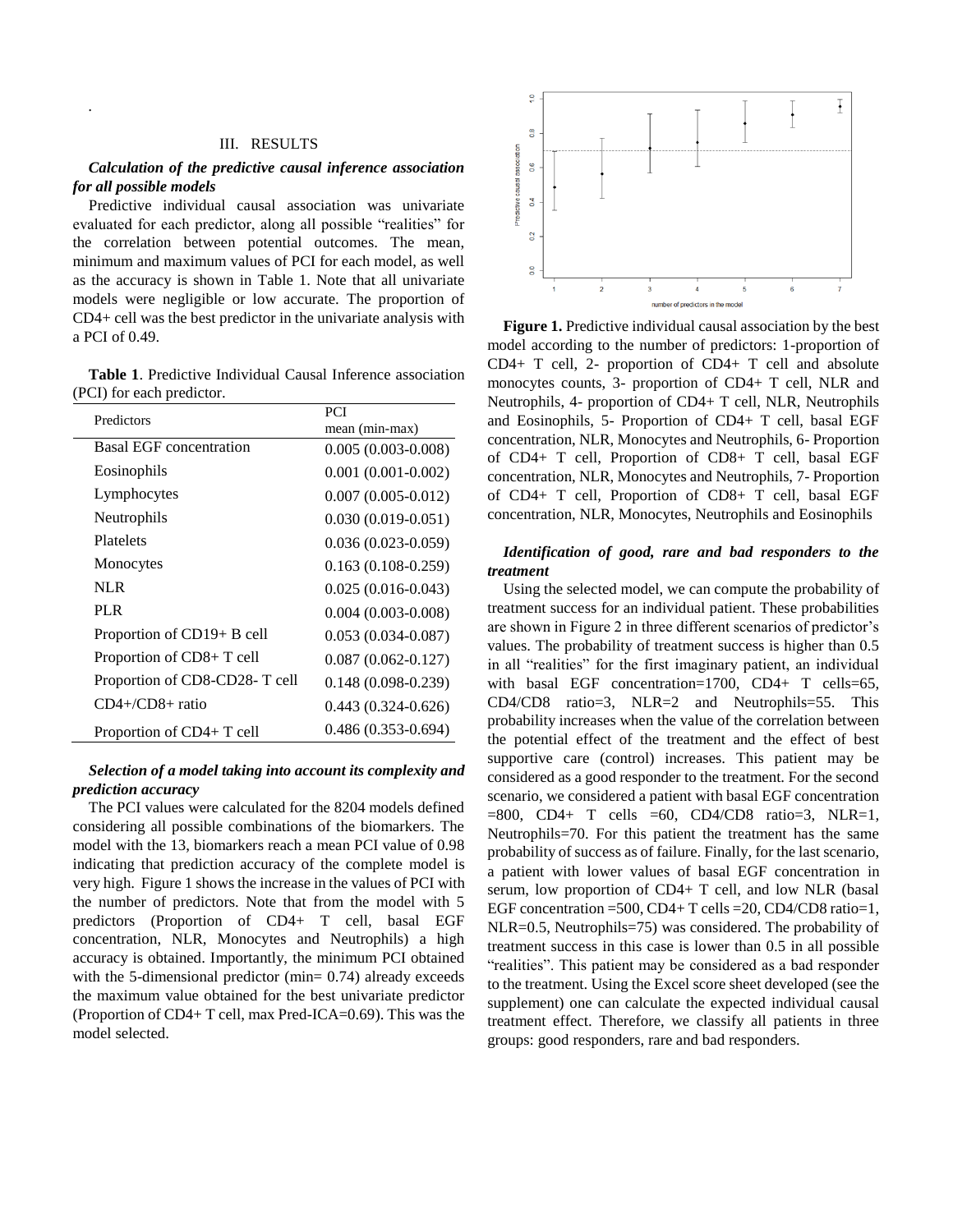## III. RESULTS

### *Calculation of the predictive causal inference association for all possible models*

Predictive individual causal association was univariate evaluated for each predictor, along all possible "realities" for the correlation between potential outcomes. The mean, minimum and maximum values of PCI for each model, as well as the accuracy is shown in Table 1. Note that all univariate models were negligible or low accurate. The proportion of CD4+ cell was the best predictor in the univariate analysis with a PCI of 0.49.

**Table 1**. Predictive Individual Causal Inference association (PCI) for each predictor.

| Predictors | PCI mean (min-max) |
|---|---|
| Basal EGF concentration | 0.005 (0.003-0.008) |
| Eosinophils | 0.001 (0.001-0.002) |
| Lymphocytes | 0.007 (0.005-0.012) |
| Neutrophils | 0.030 (0.019-0.051) |
| Platelets | 0.036 (0.023-0.059) |
| Monocytes | 0.163 (0.108-0.259) |
| NLR | 0.025 (0.016-0.043) |
| PLR | 0.004 (0.003-0.008) |
| Proportion of CD19+ B cell | 0.053 (0.034-0.087) |
| Proportion of CD8+ T cell | 0.087 (0.062-0.127) |
| Proportion of CD8-CD28- T cell | 0.148 (0.098-0.239) |
| CD4+/CD8+ ratio | 0.443 (0.324-0.626) |
| Proportion of CD4+ T cell | 0.486 (0.353-0.694) |

### *Selection of a model taking into account its complexity and prediction accuracy*

The PCI values were calculated for the 8204 models defined considering all possible combinations of the biomarkers. The model with the 13, biomarkers reach a mean PCI value of 0.98 indicating that prediction accuracy of the complete model is very high. Figure 1 shows the increase in the values of PCI with the number of predictors. Note that from the model with 5 predictors (Proportion of CD4+ T cell, basal EGF concentration, NLR, Monocytes and Neutrophils) a high accuracy is obtained. Importantly, the minimum PCI obtained with the 5-dimensional predictor (min= 0.74) already exceeds the maximum value obtained for the best univariate predictor (Proportion of CD4+ T cell, max Pred-ICA=0.69). This was the model selected.

**Figure 1.** Predictive individual causal association by the best model according to the number of predictors: 1-proportion of CD4+ T cell, 2- proportion of CD4+ T cell and absolute monocytes counts, 3- proportion of CD4+ T cell, NLR and Neutrophils, 4- proportion of CD4+ T cell, NLR, Neutrophils and Eosinophils, 5- Proportion of CD4+ T cell, basal EGF concentration, NLR, Monocytes and Neutrophils, 6- Proportion of CD4+ T cell, Proportion of CD8+ T cell, basal EGF concentration, NLR, Monocytes and Neutrophils, 7- Proportion of CD4+ T cell, Proportion of CD8+ T cell, basal EGF concentration, NLR, Monocytes, Neutrophils and Eosinophils

### *Identification of good, rare and bad responders to the treatment*

Using the selected model, we can compute the probability of treatment success for an individual patient. These probabilities are shown in Figure 2 in three different scenarios of predictor's values. The probability of treatment success is higher than 0.5 in all "realities" for the first imaginary patient, an individual with basal EGF concentration=1700, CD4+ T cells=65, CD4/CD8 ratio=3, NLR=2 and Neutrophils=55. This probability increases when the value of the correlation between the potential effect of the treatment and the effect of best supportive care (control) increases. This patient may be considered as a good responder to the treatment. For the second scenario, we considered a patient with basal EGF concentration =800, CD4+ T cells =60, CD4/CD8 ratio=3, NLR=1, Neutrophils=70. For this patient the treatment has the same probability of success as of failure. Finally, for the last scenario, a patient with lower values of basal EGF concentration in serum, low proportion of CD4+ T cell, and low NLR (basal EGF concentration =500, CD4+ T cells =20, CD4/CD8 ratio=1, NLR=0.5, Neutrophils=75) was considered. The probability of treatment success in this case is lower than 0.5 in all possible "realities". This patient may be considered as a bad responder to the treatment. Using the Excel score sheet developed (see the supplement) one can calculate the expected individual causal treatment effect. Therefore, we classify all patients in three groups: good responders, rare and bad responders.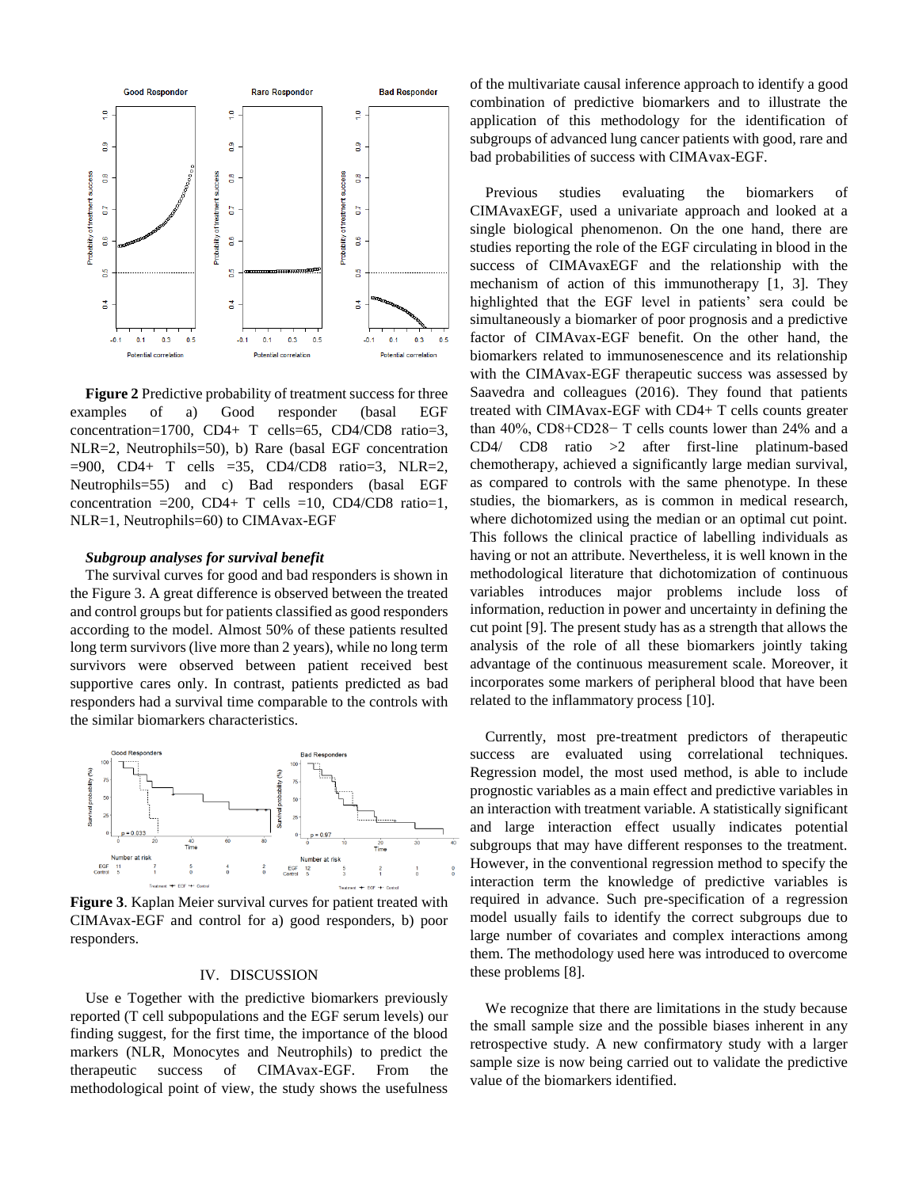**Figure 2** Predictive probability of treatment success for three examples of a) Good responder (basal EGF concentration=1700, CD4+ T cells=65, CD4/CD8 ratio=3, NLR=2, Neutrophils=50), b) Rare (basal EGF concentration =900, CD4+ T cells =35, CD4/CD8 ratio=3, NLR=2, Neutrophils=55) and c) Bad responders (basal EGF concentration =200, CD4+ T cells =10, CD4/CD8 ratio=1, NLR=1, Neutrophils=60) to CIMAvax-EGF

### *Subgroup analyses for survival benefit*

The survival curves for good and bad responders is shown in the Figure 3. A great difference is observed between the treated and control groups but for patients classified as good responders according to the model. Almost 50% of these patients resulted long term survivors (live more than 2 years), while no long term survivors were observed between patient received best supportive cares only. In contrast, patients predicted as bad responders had a survival time comparable to the controls with the similar biomarkers characteristics.

**Figure 3**. Kaplan Meier survival curves for patient treated with CIMAvax-EGF and control for a) good responders, b) poor responders.

## IV. DISCUSSION

Use e Together with the predictive biomarkers previously reported (T cell subpopulations and the EGF serum levels) our finding suggest, for the first time, the importance of the blood markers (NLR, Monocytes and Neutrophils) to predict the therapeutic success of CIMAvax-EGF. From the methodological point of view, the study shows the usefulness of the multivariate causal inference approach to identify a good combination of predictive biomarkers and to illustrate the application of this methodology for the identification of subgroups of advanced lung cancer patients with good, rare and bad probabilities of success with CIMAvax-EGF.

Previous studies evaluating the biomarkers of CIMAvaxEGF, used a univariate approach and looked at a single biological phenomenon. On the one hand, there are studies reporting the role of the EGF circulating in blood in the success of CIMAvaxEGF and the relationship with the mechanism of action of this immunotherapy [1, 3]. They highlighted that the EGF level in patients' sera could be simultaneously a biomarker of poor prognosis and a predictive factor of CIMAvax-EGF benefit. On the other hand, the biomarkers related to immunosenescence and its relationship with the CIMAvax-EGF therapeutic success was assessed by Saavedra and colleagues (2016). They found that patients treated with CIMAvax-EGF with CD4+ T cells counts greater than 40%, CD8+CD28− T cells counts lower than 24% and a CD4/ CD8 ratio >2 after first-line platinum-based chemotherapy, achieved a significantly large median survival, as compared to controls with the same phenotype. In these studies, the biomarkers, as is common in medical research, where dichotomized using the median or an optimal cut point. This follows the clinical practice of labelling individuals as having or not an attribute. Nevertheless, it is well known in the methodological literature that dichotomization of continuous variables introduces major problems include loss of information, reduction in power and uncertainty in defining the cut point [9]. The present study has as a strength that allows the analysis of the role of all these biomarkers jointly taking advantage of the continuous measurement scale. Moreover, it incorporates some markers of peripheral blood that have been related to the inflammatory process [10].

Currently, most pre-treatment predictors of therapeutic success are evaluated using correlational techniques. Regression model, the most used method, is able to include prognostic variables as a main effect and predictive variables in an interaction with treatment variable. A statistically significant and large interaction effect usually indicates potential subgroups that may have different responses to the treatment. However, in the conventional regression method to specify the interaction term the knowledge of predictive variables is required in advance. Such pre-specification of a regression model usually fails to identify the correct subgroups due to large number of covariates and complex interactions among them. The methodology used here was introduced to overcome these problems [8].

We recognize that there are limitations in the study because the small sample size and the possible biases inherent in any retrospective study. A new confirmatory study with a larger sample size is now being carried out to validate the predictive value of the biomarkers identified.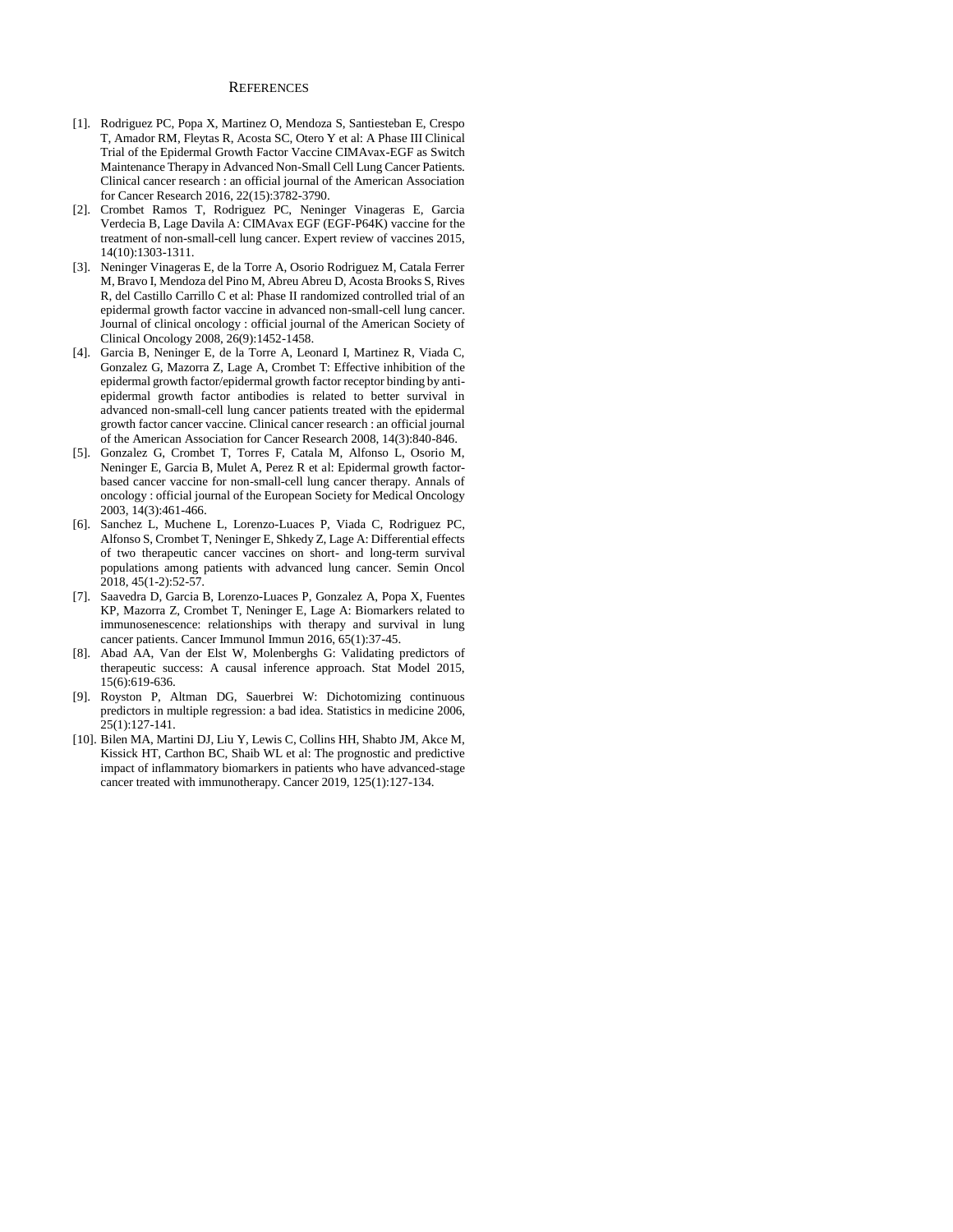# References

[1]. Rodriguez PC, Popa X, Martinez O, Mendoza S, Santiesteban E, Crespo T, Amador RM, Fleytas R, Acosta SC, Otero Y et al: A Phase III Clinical Trial of the Epidermal Growth Factor Vaccine CIMAvax-EGF as Switch Maintenance Therapy in Advanced Non-Small Cell Lung Cancer Patients. Clinical cancer research : an official journal of the American Association for Cancer Research 2016, 22(15):3782-3790.

[2]. Crombet Ramos T, Rodriguez PC, Neninger Vinageras E, Garcia Verdecia B, Lage Davila A: CIMAvax EGF (EGF-P64K) vaccine for the treatment of non-small-cell lung cancer. Expert review of vaccines 2015, 14(10):1303-1311.

[3]. Neninger Vinageras E, de la Torre A, Osorio Rodriguez M, Catala Ferrer M, Bravo I, Mendoza del Pino M, Abreu Abreu D, Acosta Brooks S, Rives R, del Castillo Carrillo C et al: Phase II randomized controlled trial of an epidermal growth factor vaccine in advanced non-small-cell lung cancer. Journal of clinical oncology : official journal of the American Society of Clinical Oncology 2008, 26(9):1452-1458.

[4]. Garcia B, Neninger E, de la Torre A, Leonard I, Martinez R, Viada C, Gonzalez G, Mazorra Z, Lage A, Crombet T: Effective inhibition of the epidermal growth factor/epidermal growth factor receptor binding by anti-epidermal growth factor antibodies is related to better survival in advanced non-small-cell lung cancer patients treated with the epidermal growth factor cancer vaccine. Clinical cancer research : an official journal of the American Association for Cancer Research 2008, 14(3):840-846.

[5]. Gonzalez G, Crombet T, Torres F, Catala M, Alfonso L, Osorio M, Neninger E, Garcia B, Mulet A, Perez R et al: Epidermal growth factor-based cancer vaccine for non-small-cell lung cancer therapy. Annals of oncology : official journal of the European Society for Medical Oncology 2003, 14(3):461-466.

[6]. Sanchez L, Muchene L, Lorenzo-Luaces P, Viada C, Rodriguez PC, Alfonso S, Crombet T, Neninger E, Shkedy Z, Lage A: Differential effects of two therapeutic cancer vaccines on short- and long-term survival populations among patients with advanced lung cancer. Semin Oncol 2018, 45(1-2):52-57.

[7]. Saavedra D, Garcia B, Lorenzo-Luaces P, Gonzalez A, Popa X, Fuentes KP, Mazorra Z, Crombet T, Neninger E, Lage A: Biomarkers related to immunosenescence: relationships with therapy and survival in lung cancer patients. Cancer Immunol Immun 2016, 65(1):37-45.

[8]. Abad AA, Van der Elst W, Molenberghs G: Validating predictors of therapeutic success: A causal inference approach. Stat Model 2015, 15(6):619-636.

[9]. Royston P, Altman DG, Sauerbrei W: Dichotomizing continuous predictors in multiple regression: a bad idea. Statistics in medicine 2006, 25(1):127-141.

[10]. Bilen MA, Martini DJ, Liu Y, Lewis C, Collins HH, Shabto JM, Akce M, Kissick HT, Carthon BC, Shaib WL et al: The prognostic and predictive impact of inflammatory biomarkers in patients who have advanced-stage cancer treated with immunotherapy. Cancer 2019, 125(1):127-134.